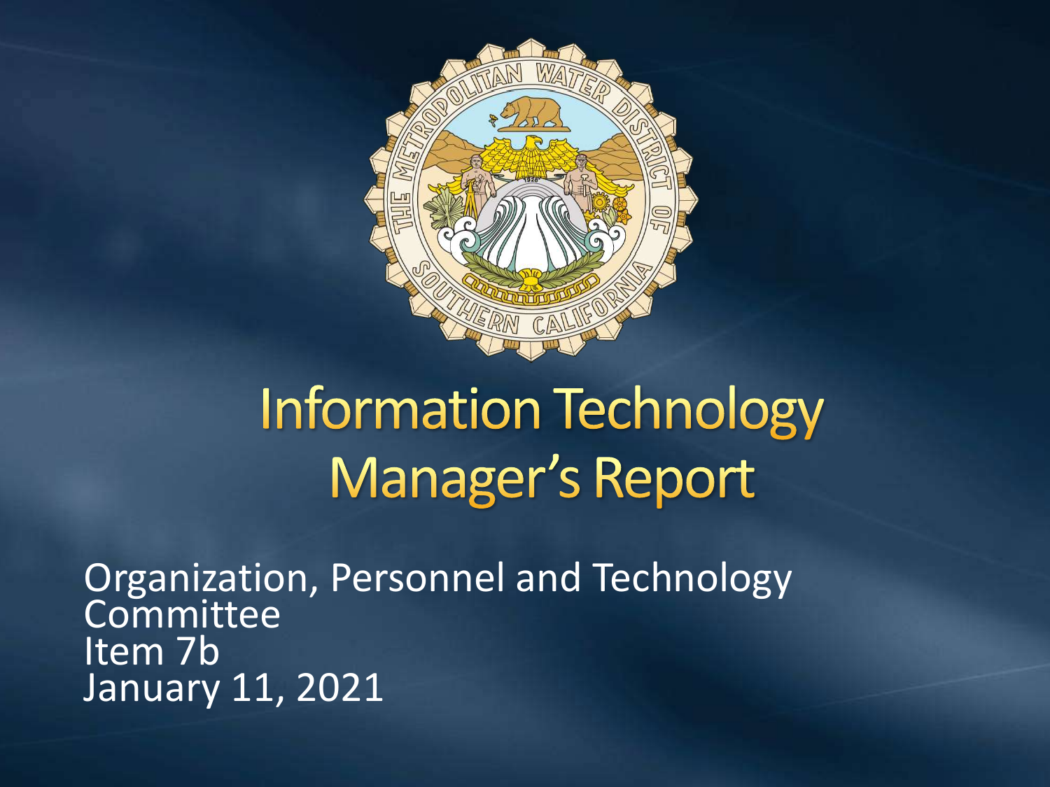# Information Technology Manager's Report

Organization, Personnel and Technology Committee
Item 7b
January 11, 2021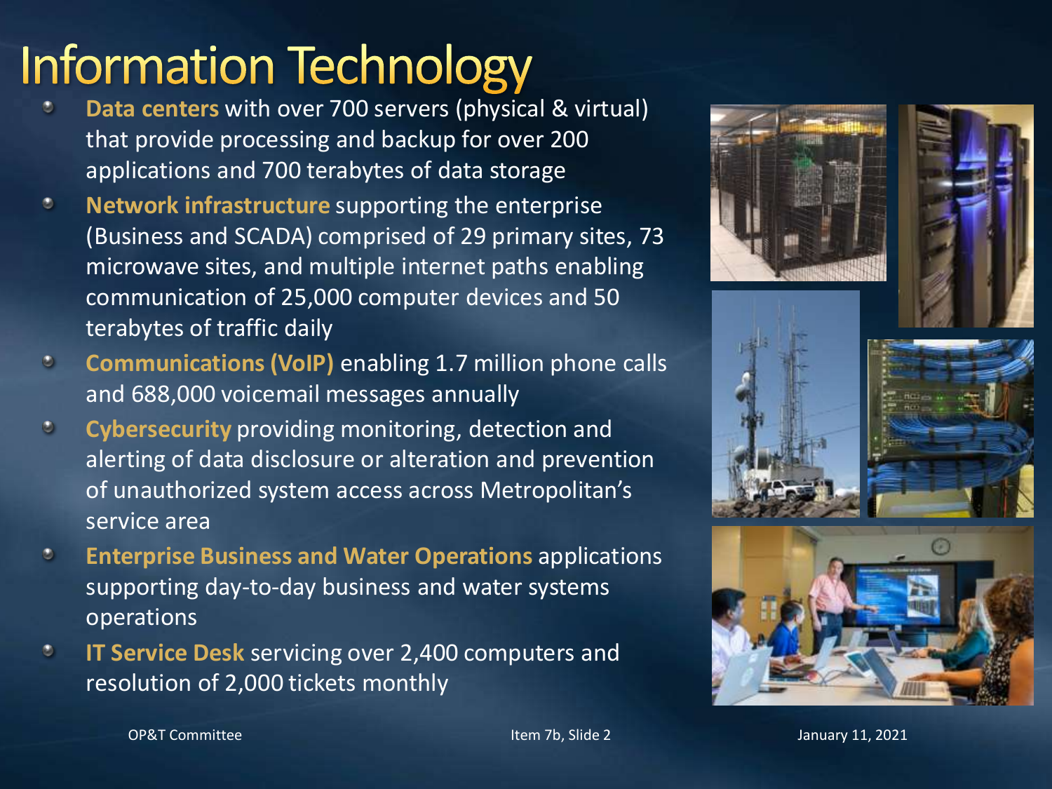# Information Technology

- **Data centers** with over 700 servers (physical & virtual) that provide processing and backup for over 200 applications and 700 terabytes of data storage
- **Network infrastructure** supporting the enterprise (Business and SCADA) comprised of 29 primary sites, 73 microwave sites, and multiple internet paths enabling communication of 25,000 computer devices and 50 terabytes of traffic daily
- **Communications (VoIP)** enabling 1.7 million phone calls and 688,000 voicemail messages annually
- **Cybersecurity** providing monitoring, detection and alerting of data disclosure or alteration and prevention of unauthorized system access across Metropolitan's service area
- **Enterprise Business and Water Operations** applications supporting day-to-day business and water systems operations
- **IT Service Desk** servicing over 2,400 computers and resolution of 2,000 tickets monthly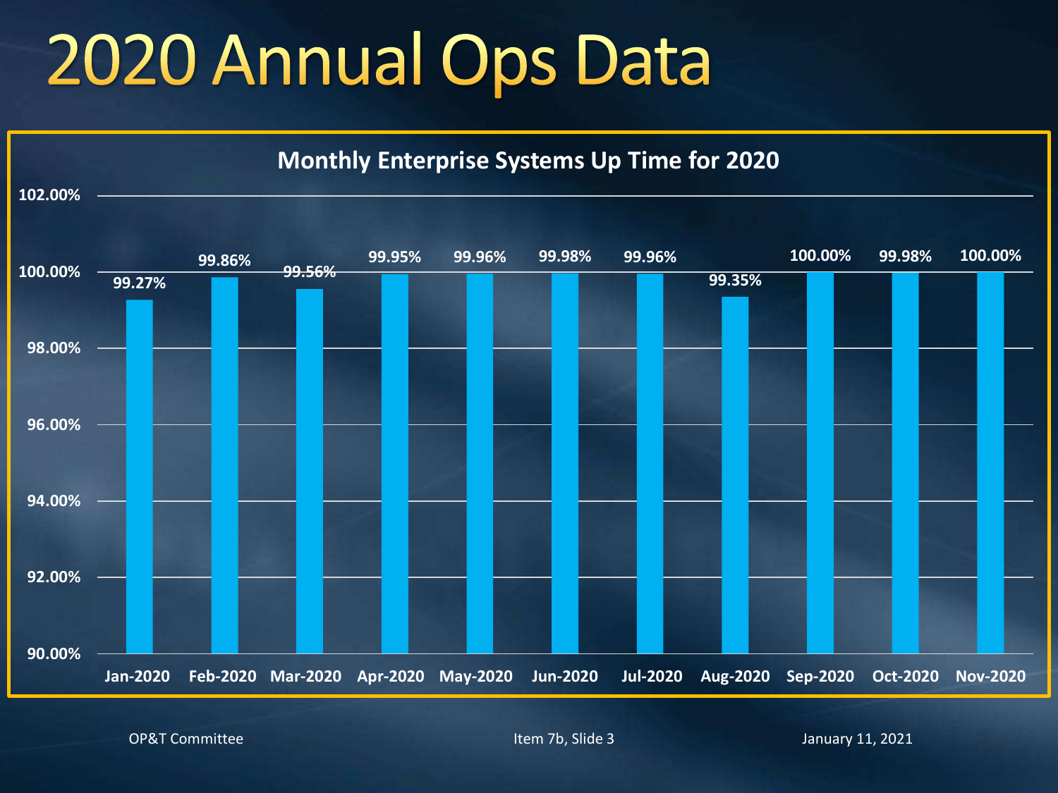# 2020 Annual Ops Data

## Monthly Enterprise Systems Up Time for 2020

| Month | Up Time |
| --- | --- |
| Jan-2020 | 99.27% |
| Feb-2020 | 99.86% |
| Mar-2020 | 99.56% |
| Apr-2020 | 99.95% |
| May-2020 | 99.96% |
| Jun-2020 | 99.98% |
| Jul-2020 | 99.96% |
| Aug-2020 | 99.35% |
| Sep-2020 | 100.00% |
| Oct-2020 | 99.98% |
| Nov-2020 | 100.00% |

OP&T Committee

Item 7b, Slide 3

January 11, 2021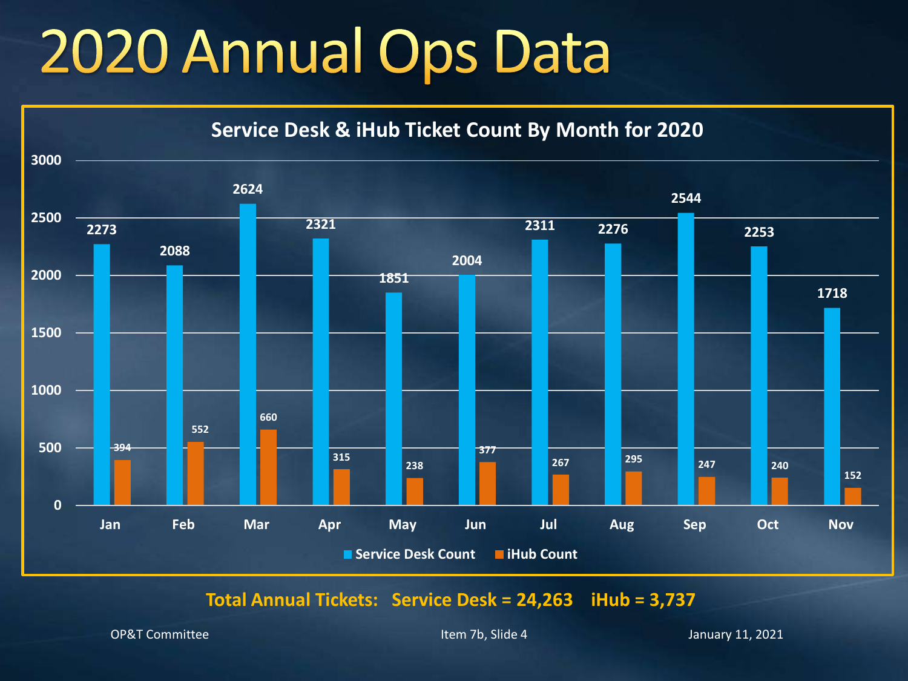# 2020 Annual Ops Data

**Service Desk & iHub Ticket Count By Month for 2020**

| Month | Service Desk Count | iHub Count |
|---|---|---|
| Jan | 2273 | 394 |
| Feb | 2088 | 552 |
| Mar | 2624 | 660 |
| Apr | 2321 | 315 |
| May | 1851 | 238 |
| Jun | 2004 | 377 |
| Jul | 2311 | 267 |
| Aug | 2276 | 295 |
| Sep | 2544 | 247 |
| Oct | 2253 | 240 |
| Nov | 1718 | 152 |

**Total Annual Tickets: Service Desk = 24,263 iHub = 3,737**

OP&T Committee | Item 7b, Slide 4 | January 11, 2021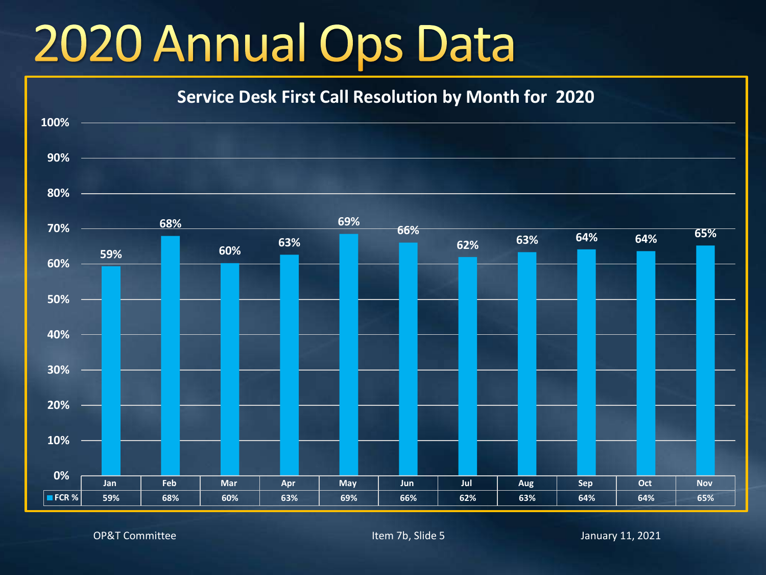# 2020 Annual Ops Data

## Service Desk First Call Resolution by Month for 2020

| | Jan | Feb | Mar | Apr | May | Jun | Jul | Aug | Sep | Oct | Nov |
|---|---|---|---|---|---|---|---|---|---|---|---|
| FCR % | 59% | 68% | 60% | 63% | 69% | 66% | 62% | 63% | 64% | 64% | 65% |

OP&T Committee

Item 7b, Slide 5

January 11, 2021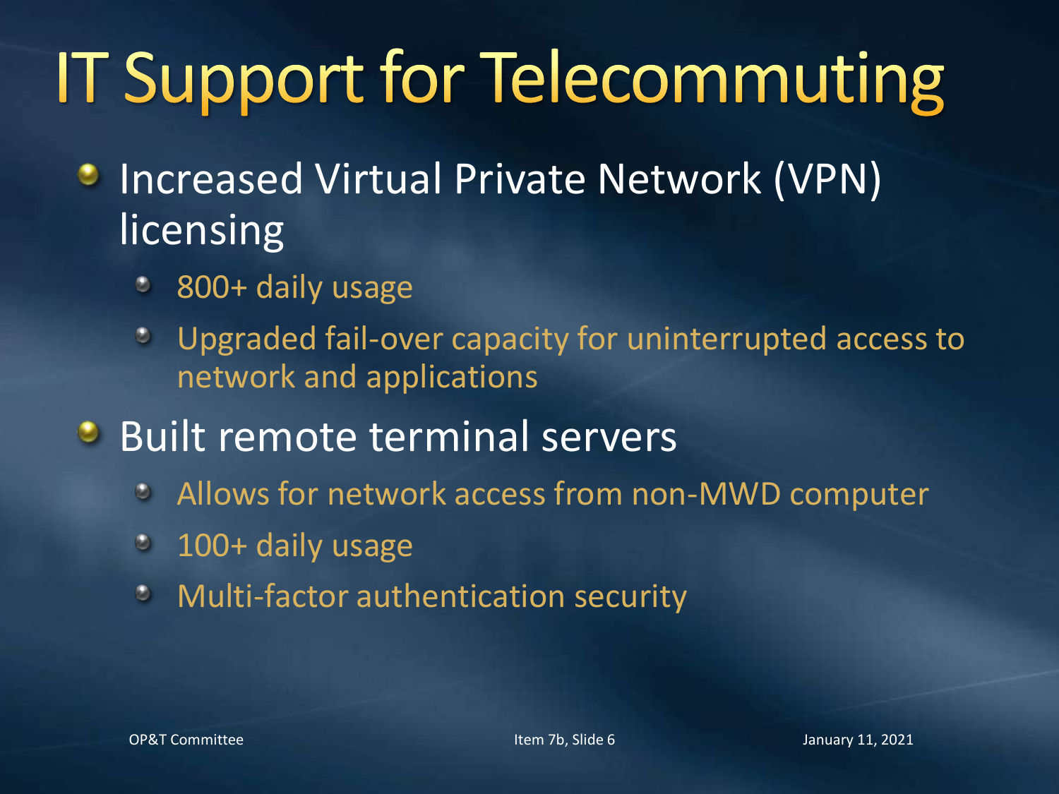# IT Support for Telecommuting

- Increased Virtual Private Network (VPN) licensing
  - 800+ daily usage
  - Upgraded fail-over capacity for uninterrupted access to network and applications
- Built remote terminal servers
  - Allows for network access from non-MWD computer
  - 100+ daily usage
  - Multi-factor authentication security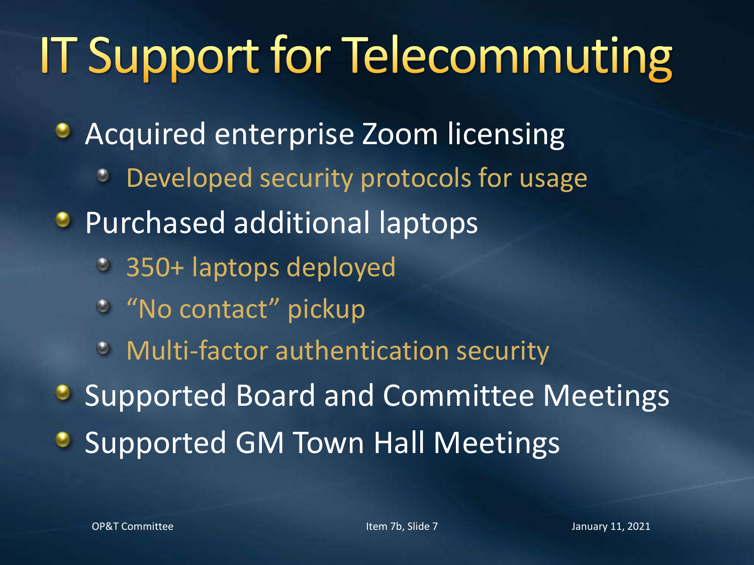# IT Support for Telecommuting

- Acquired enterprise Zoom licensing
  - Developed security protocols for usage
- Purchased additional laptops
  - 350+ laptops deployed
  - "No contact" pickup
  - Multi-factor authentication security
- Supported Board and Committee Meetings
- Supported GM Town Hall Meetings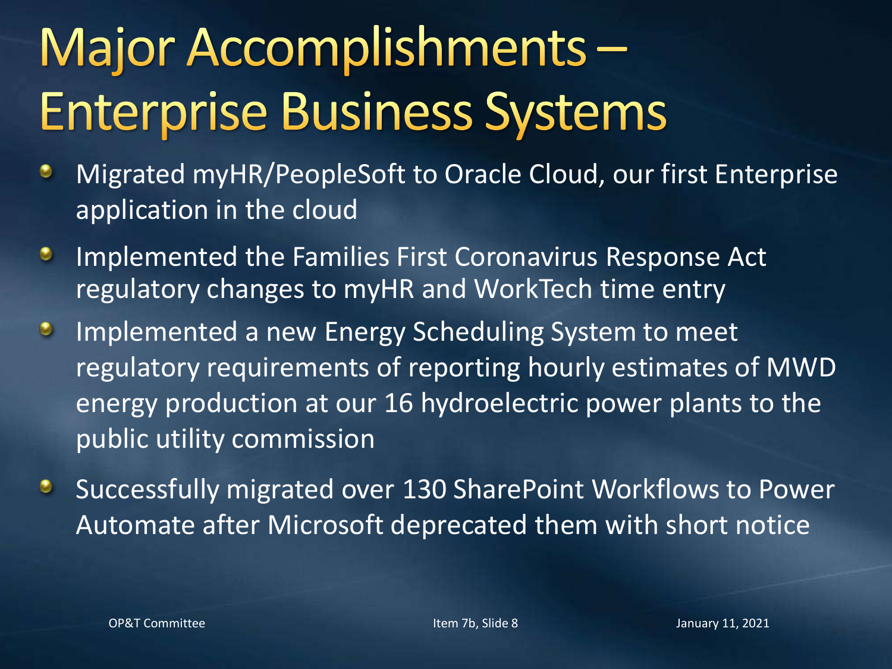# Major Accomplishments – Enterprise Business Systems

- Migrated myHR/PeopleSoft to Oracle Cloud, our first Enterprise application in the cloud
- Implemented the Families First Coronavirus Response Act regulatory changes to myHR and WorkTech time entry
- Implemented a new Energy Scheduling System to meet regulatory requirements of reporting hourly estimates of MWD energy production at our 16 hydroelectric power plants to the public utility commission
- Successfully migrated over 130 SharePoint Workflows to Power Automate after Microsoft deprecated them with short notice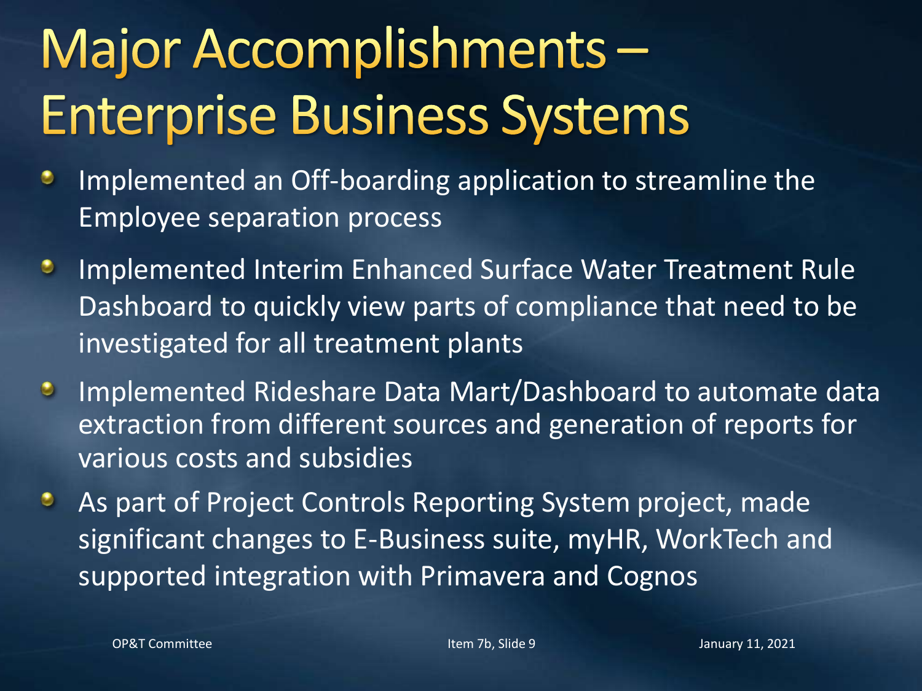# Major Accomplishments – Enterprise Business Systems

- Implemented an Off-boarding application to streamline the Employee separation process
- Implemented Interim Enhanced Surface Water Treatment Rule Dashboard to quickly view parts of compliance that need to be investigated for all treatment plants
- Implemented Rideshare Data Mart/Dashboard to automate data extraction from different sources and generation of reports for various costs and subsidies
- As part of Project Controls Reporting System project, made significant changes to E-Business suite, myHR, WorkTech and supported integration with Primavera and Cognos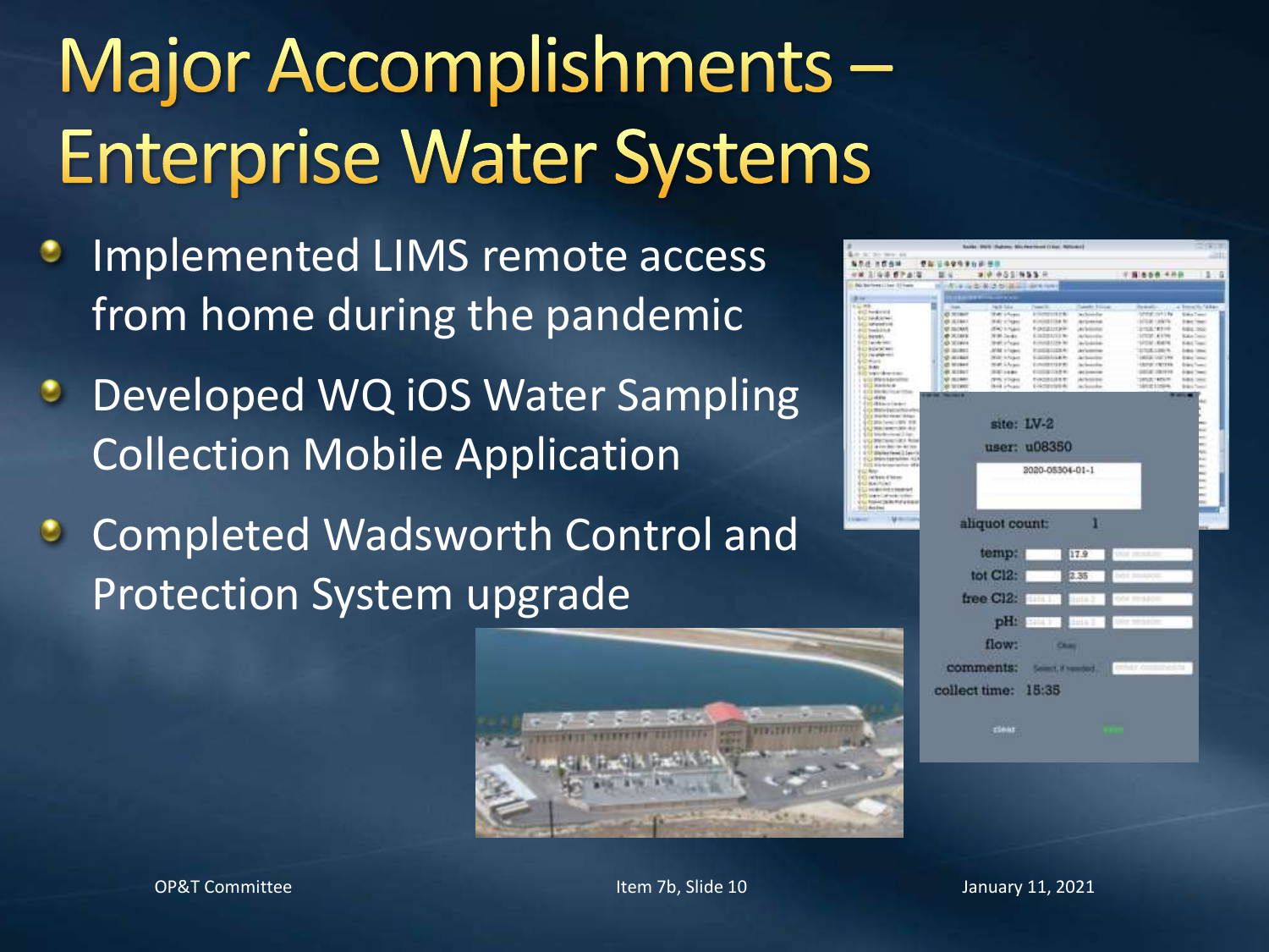# Major Accomplishments – Enterprise Water Systems

- Implemented LIMS remote access from home during the pandemic
- Developed WQ iOS Water Sampling Collection Mobile Application
- Completed Wadsworth Control and Protection System upgrade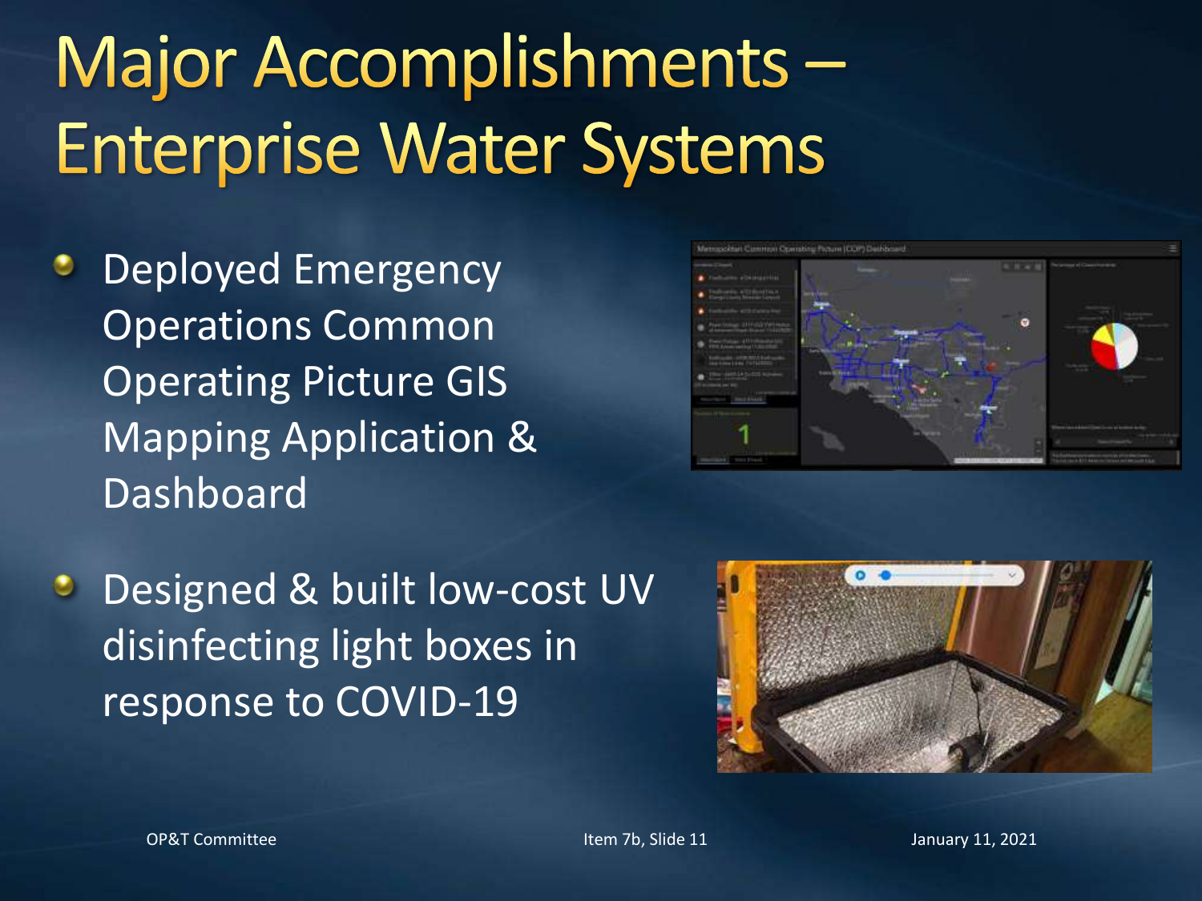# Major Accomplishments – Enterprise Water Systems

- Deployed Emergency Operations Common Operating Picture GIS Mapping Application & Dashboard
- Designed & built low-cost UV disinfecting light boxes in response to COVID-19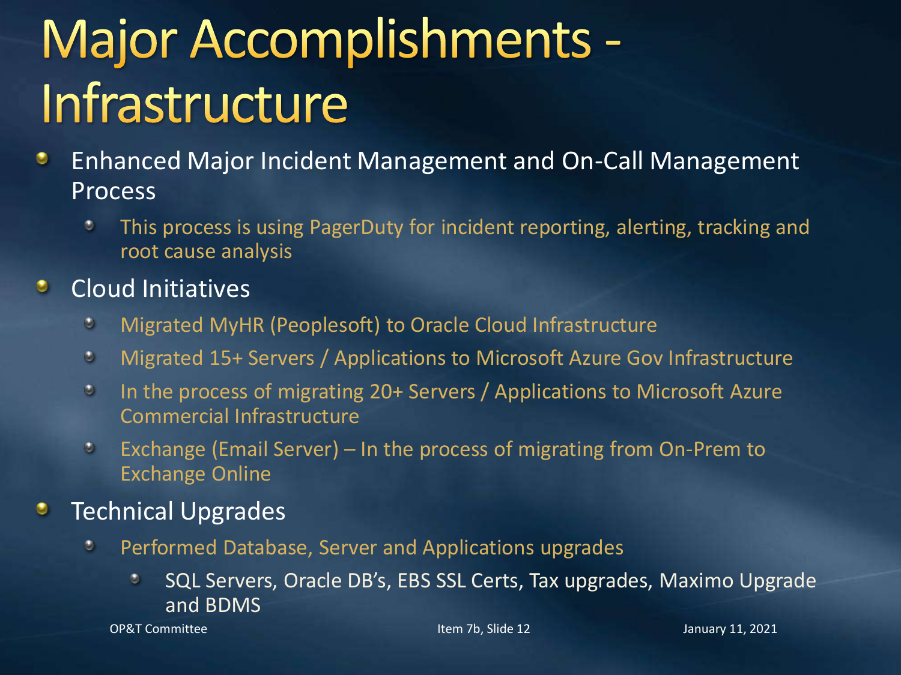# Major Accomplishments - Infrastructure

- Enhanced Major Incident Management and On-Call Management Process
  - This process is using PagerDuty for incident reporting, alerting, tracking and root cause analysis
- Cloud Initiatives
  - Migrated MyHR (Peoplesoft) to Oracle Cloud Infrastructure
  - Migrated 15+ Servers / Applications to Microsoft Azure Gov Infrastructure
  - In the process of migrating 20+ Servers / Applications to Microsoft Azure Commercial Infrastructure
  - Exchange (Email Server) – In the process of migrating from On-Prem to Exchange Online
- Technical Upgrades
  - Performed Database, Server and Applications upgrades
    - SQL Servers, Oracle DB's, EBS SSL Certs, Tax upgrades, Maximo Upgrade and BDMS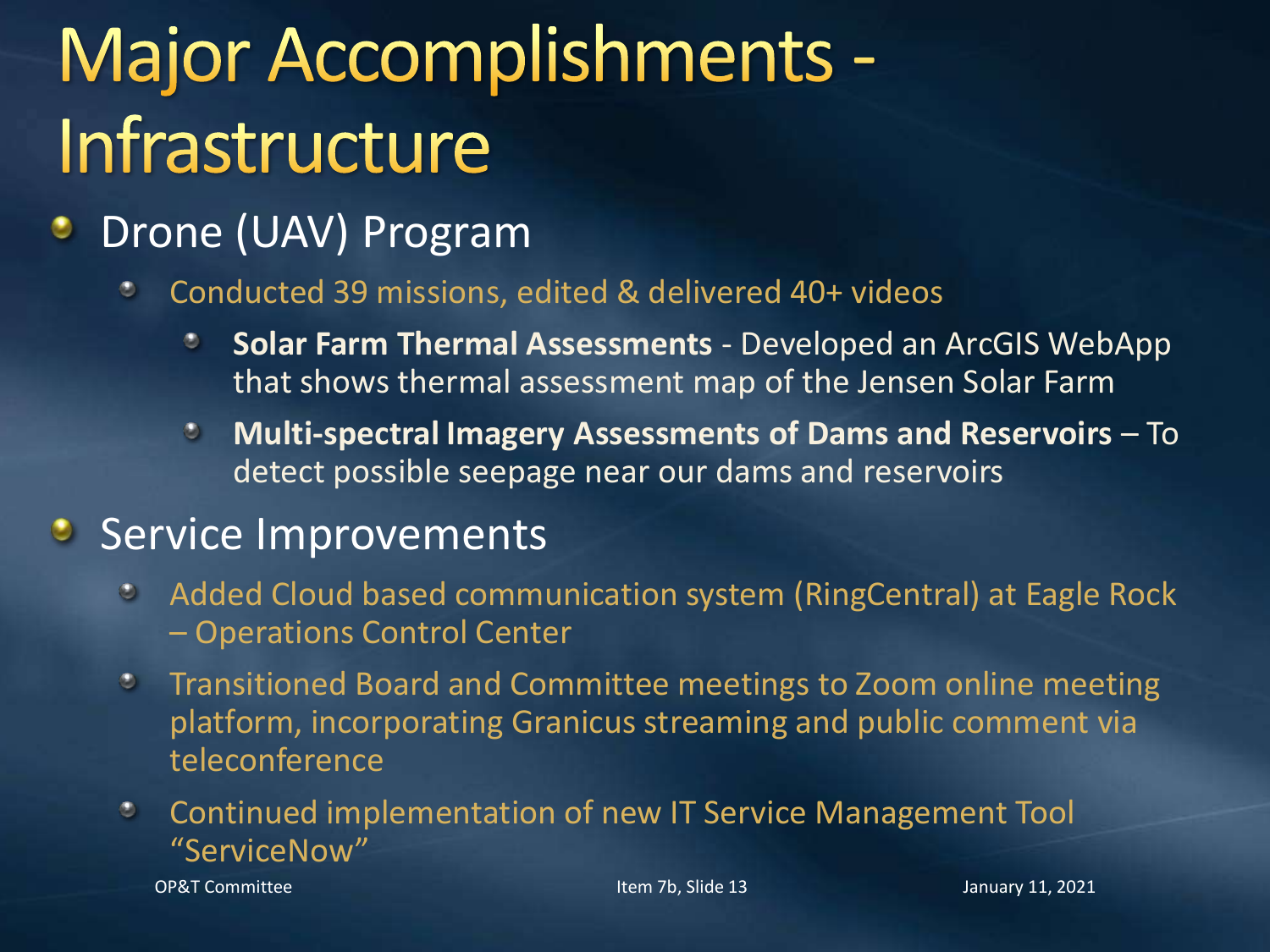# Major Accomplishments - Infrastructure

- Drone (UAV) Program
  - Conducted 39 missions, edited & delivered 40+ videos
    - **Solar Farm Thermal Assessments** - Developed an ArcGIS WebApp that shows thermal assessment map of the Jensen Solar Farm
    - **Multi-spectral Imagery Assessments of Dams and Reservoirs** – To detect possible seepage near our dams and reservoirs
- Service Improvements
  - Added Cloud based communication system (RingCentral) at Eagle Rock – Operations Control Center
  - Transitioned Board and Committee meetings to Zoom online meeting platform, incorporating Granicus streaming and public comment via teleconference
  - Continued implementation of new IT Service Management Tool "ServiceNow"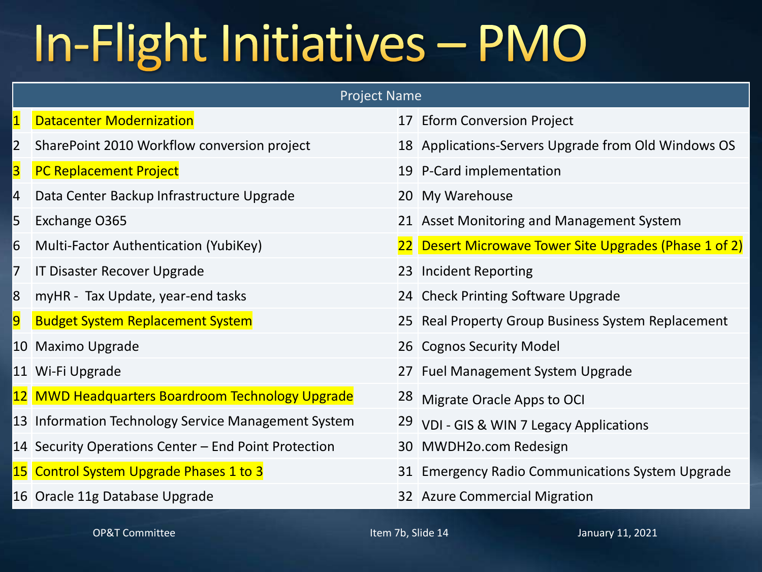# In-Flight Initiatives – PMO

| # | Project Name | # | Project Name |
|---|---|---|---|
| 1 | Datacenter Modernization | 17 | Eform Conversion Project |
| 2 | SharePoint 2010 Workflow conversion project | 18 | Applications-Servers Upgrade from Old Windows OS |
| 3 | PC Replacement Project | 19 | P-Card implementation |
| 4 | Data Center Backup Infrastructure Upgrade | 20 | My Warehouse |
| 5 | Exchange O365 | 21 | Asset Monitoring and Management System |
| 6 | Multi-Factor Authentication (YubiKey) | 22 | Desert Microwave Tower Site Upgrades (Phase 1 of 2) |
| 7 | IT Disaster Recover Upgrade | 23 | Incident Reporting |
| 8 | myHR - Tax Update, year-end tasks | 24 | Check Printing Software Upgrade |
| 9 | Budget System Replacement System | 25 | Real Property Group Business System Replacement |
| 10 | Maximo Upgrade | 26 | Cognos Security Model |
| 11 | Wi-Fi Upgrade | 27 | Fuel Management System Upgrade |
| 12 | MWD Headquarters Boardroom Technology Upgrade | 28 | Migrate Oracle Apps to OCI |
| 13 | Information Technology Service Management System | 29 | VDI - GIS & WIN 7 Legacy Applications |
| 14 | Security Operations Center – End Point Protection | 30 | MWDH2o.com Redesign |
| 15 | Control System Upgrade Phases 1 to 3 | 31 | Emergency Radio Communications System Upgrade |
| 16 | Oracle 11g Database Upgrade | 32 | Azure Commercial Migration |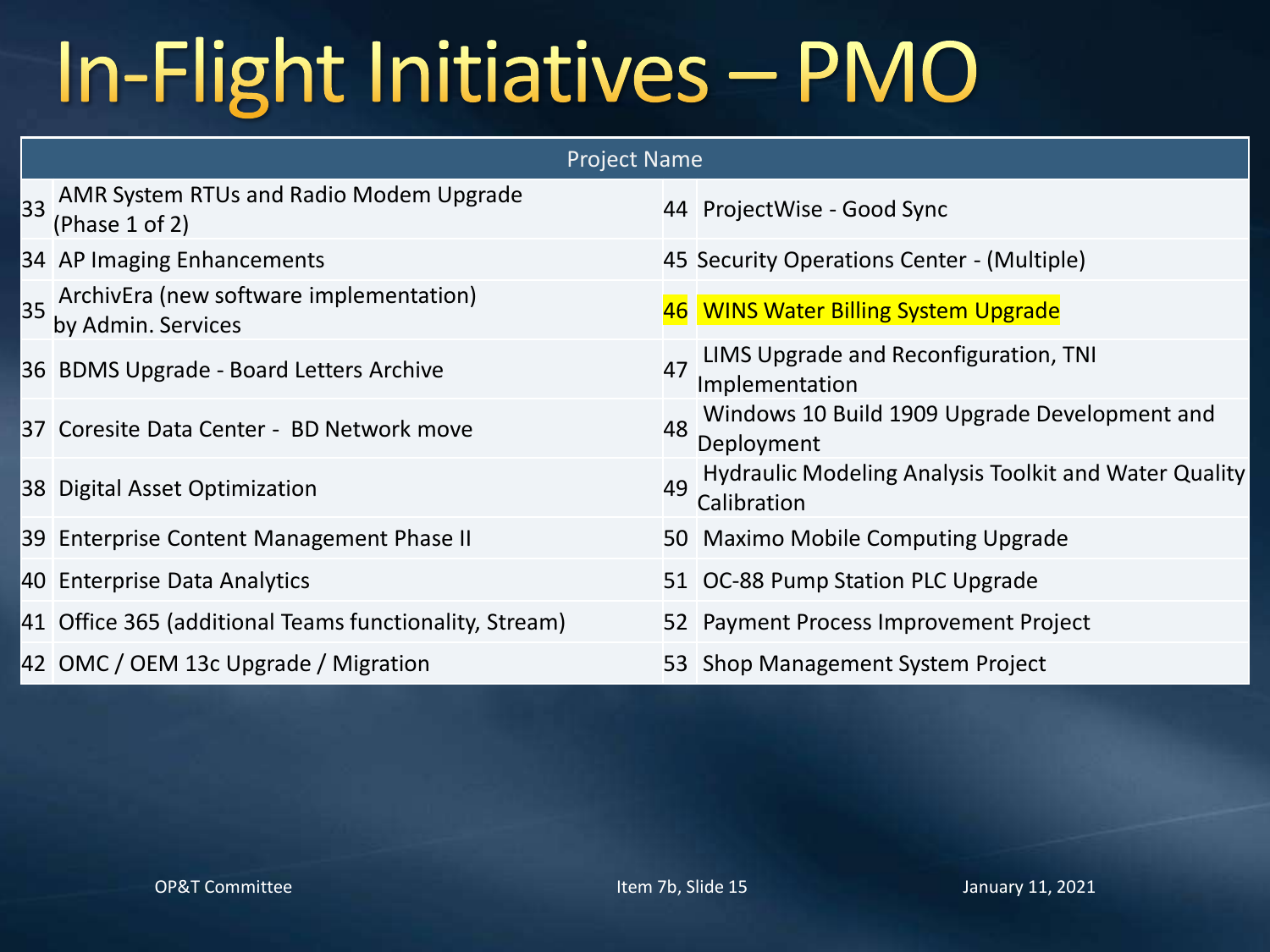# In-Flight Initiatives – PMO

| Project Name | | | |
|---|---|---|---|
| 33 | AMR System RTUs and Radio Modem Upgrade (Phase 1 of 2) | 44 | ProjectWise - Good Sync |
| 34 | AP Imaging Enhancements | 45 | Security Operations Center - (Multiple) |
| 35 | ArchivEra (new software implementation) by Admin. Services | 46 | WINS Water Billing System Upgrade |
| 36 | BDMS Upgrade - Board Letters Archive | 47 | LIMS Upgrade and Reconfiguration, TNI Implementation |
| 37 | Coresite Data Center - BD Network move | 48 | Windows 10 Build 1909 Upgrade Development and Deployment |
| 38 | Digital Asset Optimization | 49 | Hydraulic Modeling Analysis Toolkit and Water Quality Calibration |
| 39 | Enterprise Content Management Phase II | 50 | Maximo Mobile Computing Upgrade |
| 40 | Enterprise Data Analytics | 51 | OC-88 Pump Station PLC Upgrade |
| 41 | Office 365 (additional Teams functionality, Stream) | 52 | Payment Process Improvement Project |
| 42 | OMC / OEM 13c Upgrade / Migration | 53 | Shop Management System Project |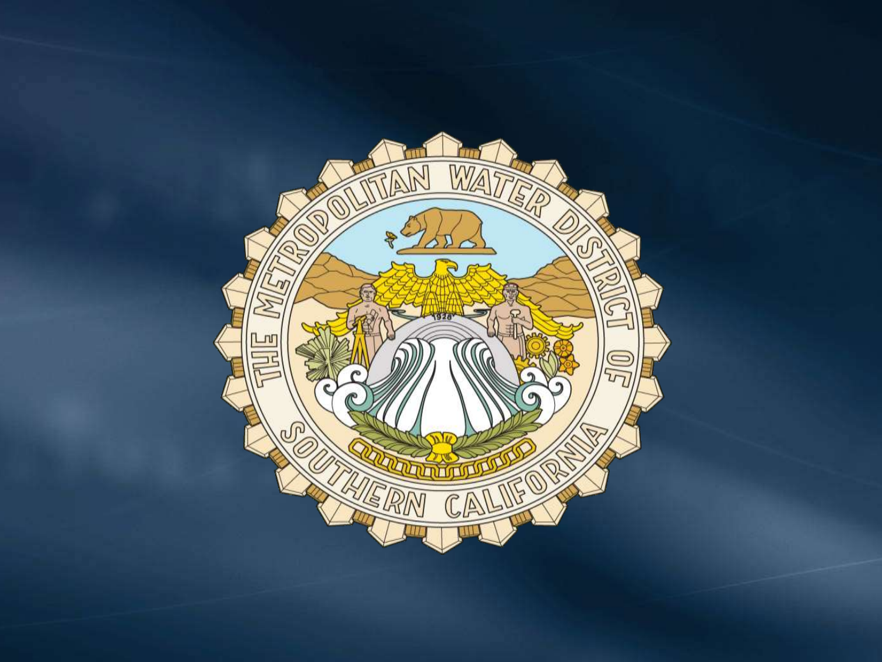THE METROPOLITAN WATER DISTRICT OF SOUTHERN CALIFORNIA

1928